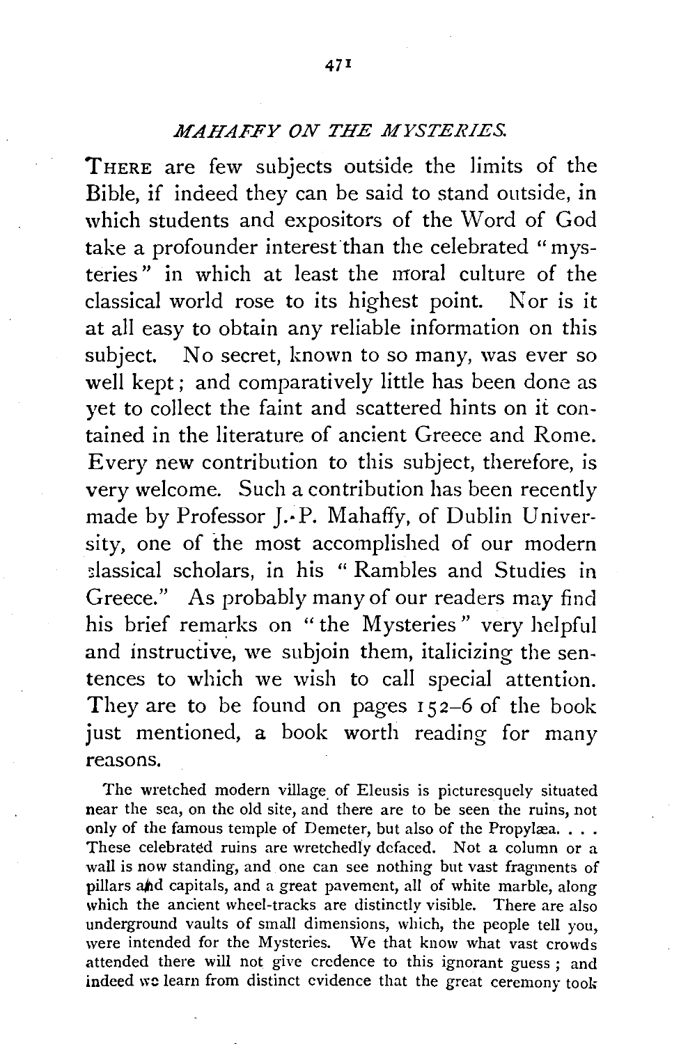## *MAHAFFY ON THE MYSTERIES.*

THERE are few subjects outside the limits of the Bible, if indeed they can be said to stand outside, in which students and expositors of the Word of God take a profounder interest than the celebrated "mysteries" in which at least the moral culture of the classical world rose to its highest point. Nor is it at all easy to obtain any reliable information on this subject. No secret, known to so many, was ever so well kept; and comparatively little has been done as yet to collect the faint and scattered hints on it contained in the literature of ancient Greece and Rome. Every new contribution to this subject, therefore, is very welcome. Such a contribution has been recently made by Professor J. P. Mahaffy, of Dublin University, one of the most accomplished of our modern classical scholars, in his "Rambles and Studies in Greece." As probably many of our readers may find his brief remarks on "the Mysteries" very helpful and instructive, we subjoin them, italicizing the sentences to which we wish to call special attention. They are to be found on pages 152–6 of the book just mentioned, a book worth reading for many reasons.

The wretched modern village of Eleusis is picturesquely situated near the sea, on the old site, and there are to be seen the ruins, not only of the famous temple of Demeter, but also of the Propylæa. . . . These celebrated ruins are wretchedly defaced. Not a column or a wall is now standing, and one can see nothing but vast fragments of pillars and capitals, and a great pavement, all of white marble, along which the ancient wheel-tracks are distinctly visible. There are also underground vaults of small dimensions, which, the people tell you, were intended for the Mysteries. We that know what vast crowds attended there will not give credence to this ignorant guess; and indeed we learn from distinct evidence that the great ceremony took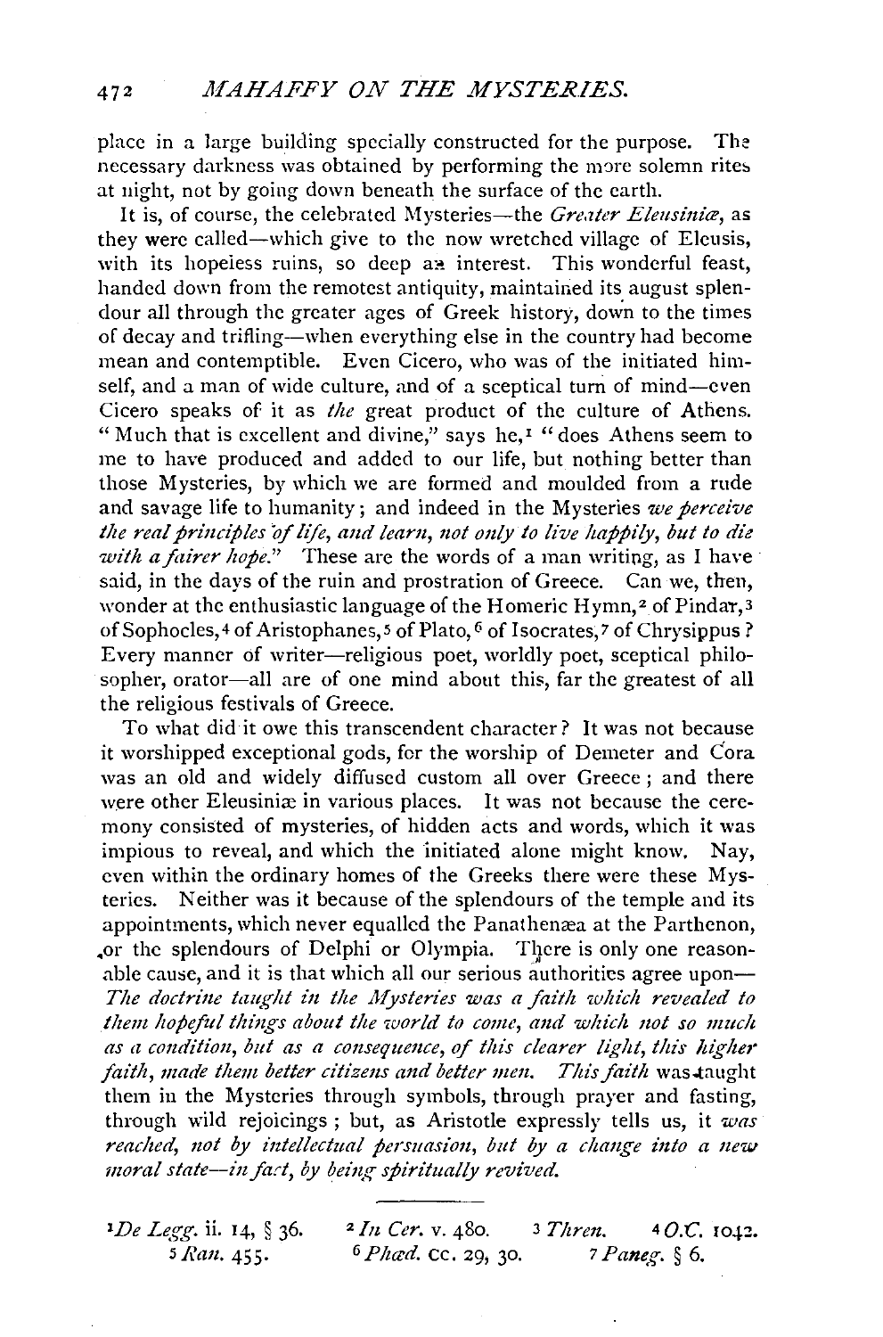place in a large building specially constructed for the purpose. The necessary darkness was obtained by performing the more solemn rites at night, not by going down beneath the surface of the earth.

It is, of course, the celebrated Mysteries—the *Greater Eleusiniæ*, as they were called—which give to the now wretched village of Eleusis, with its hopeless ruins, so deep an interest. This wonderful feast, handed down from the remotest antiquity, maintained its august splendour all through the greater ages of Greek history, down to the times of decay and trifling—when everything else in the country had become mean and contemptible. Even Cicero, who was of the initiated himself, and a man of wide culture, and of a sceptical turn of mind—even Cicero speaks of it as *the* great product of the culture of Athens. "Much that is excellent and divine," says he,[1] "does Athens seem to me to have produced and added to our life, but nothing better than those Mysteries, by which we are formed and moulded from a rude and savage life to humanity; and indeed in the Mysteries *we perceive the real principles of life, and learn, not only to live happily, but to die with a fairer hope*." These are the words of a man writing, as I have said, in the days of the ruin and prostration of Greece. Can we, then, wonder at the enthusiastic language of the Homeric Hymn,[2] of Pindar,[3] of Sophocles,[4] of Aristophanes,[5] of Plato,[6] of Isocrates,[7] of Chrysippus? Every manner of writer—religious poet, worldly poet, sceptical philosopher, orator—all are of one mind about this, far the greatest of all the religious festivals of Greece.

To what did it owe this transcendent character? It was not because it worshipped exceptional gods, for the worship of Demeter and Cora was an old and widely diffused custom all over Greece; and there were other Eleusiniæ in various places. It was not because the ceremony consisted of mysteries, of hidden acts and words, which it was impious to reveal, and which the initiated alone might know. Nay, even within the ordinary homes of the Greeks there were these Mysteries. Neither was it because of the splendours of the temple and its appointments, which never equalled the Panathenæa at the Parthenon, or the splendours of Delphi or Olympia. There is only one reasonable cause, and it is that which all our serious authorities agree upon—*The doctrine taught in the Mysteries was a faith which revealed to them hopeful things about the world to come, and which not so much as a condition, but as a consequence, of this clearer light, this higher faith, made them better citizens and better men. This faith* was taught them in the Mysteries through symbols, through prayer and fasting, through wild rejoicings; but, as Aristotle expressly tells us, it *was reached, not by intellectual persuasion, but by a change into a new moral state—in fact, by being spiritually revived.*

---

[1] *De Legg.* ii. 14, § 36. [2] *In Cer.* v. 480. [3] *Thren.* [4] *O.C.* 1042. [5] *Ran.* 455. [6] *Phæd.* cc. 29, 30. [7] *Paneg.* § 6.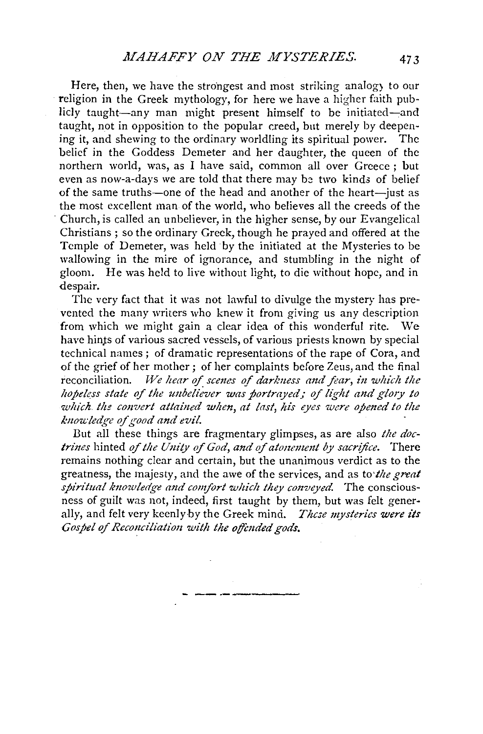Here, then, we have the strongest and most striking analogy to our religion in the Greek mythology, for here we have a higher faith publicly taught—any man might present himself to be initiated—and taught, not in opposition to the popular creed, but merely by deepening it, and shewing to the ordinary worldling its spiritual power. The belief in the Goddess Demeter and her daughter, the queen of the northern world, was, as I have said, common all over Greece; but even as now-a-days we are told that there may be two kinds of belief of the same truths—one of the head and another of the heart—just as the most excellent man of the world, who believes all the creeds of the Church, is called an unbeliever, in the higher sense, by our Evangelical Christians; so the ordinary Greek, though he prayed and offered at the Temple of Demeter, was held by the initiated at the Mysteries to be wallowing in the mire of ignorance, and stumbling in the night of gloom. He was held to live without light, to die without hope, and in despair.

The very fact that it was not lawful to divulge the mystery has prevented the many writers who knew it from giving us any description from which we might gain a clear idea of this wonderful rite. We have hints of various sacred vessels, of various priests known by special technical names; of dramatic representations of the rape of Cora, and of the grief of her mother; of her complaints before Zeus, and the final reconciliation. *We hear of scenes of darkness and fear, in which the hopeless state of the unbeliever was portrayed; of light and glory to which the convert attained when, at last, his eyes were opened to the knowledge of good and evil.*

But all these things are fragmentary glimpses, as are also *the doctrines* hinted *of the Unity of God, and of atonement by sacrifice.* There remains nothing clear and certain, but the unanimous verdict as to the greatness, the majesty, and the awe of the services, and as to *the great spiritual knowledge and comfort which they conveyed.* The consciousness of guilt was not, indeed, first taught by them, but was felt generally, and felt very keenly by the Greek mind. *These mysteries were its Gospel of Reconciliation with the offended gods.*